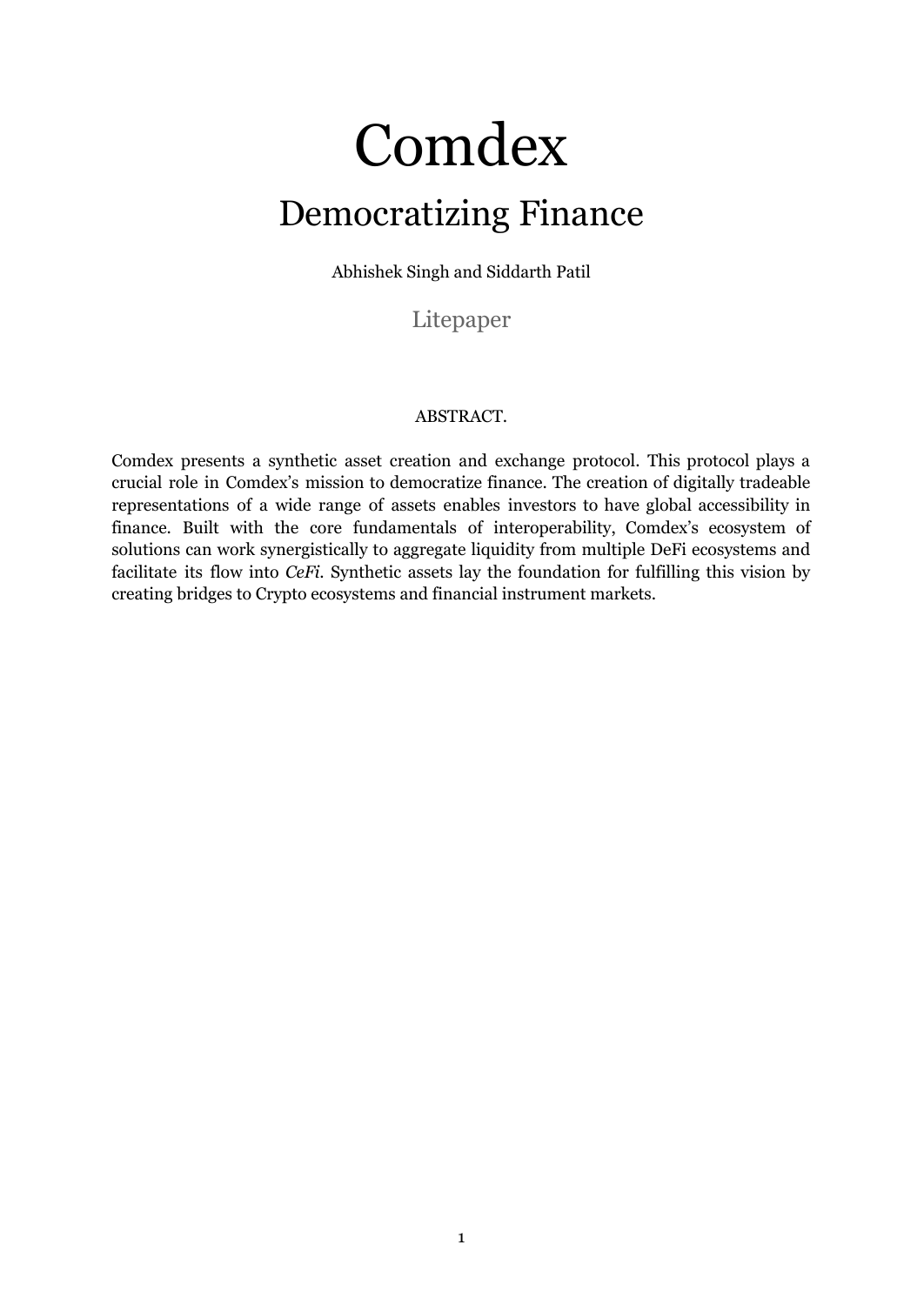# Comdex

## Democratizing Finance

Abhishek Singh and Siddarth Patil

Litepaper

ABSTRACT.

Comdex presents a synthetic asset creation and exchange protocol. This protocol plays a crucial role in Comdex's mission to democratize finance. The creation of digitally tradeable representations of a wide range of assets enables investors to have global accessibility in finance. Built with the core fundamentals of interoperability, Comdex's ecosystem of solutions can work synergistically to aggregate liquidity from multiple DeFi ecosystems and facilitate its flow into *CeFi*. Synthetic assets lay the foundation for fulfilling this vision by creating bridges to Crypto ecosystems and financial instrument markets.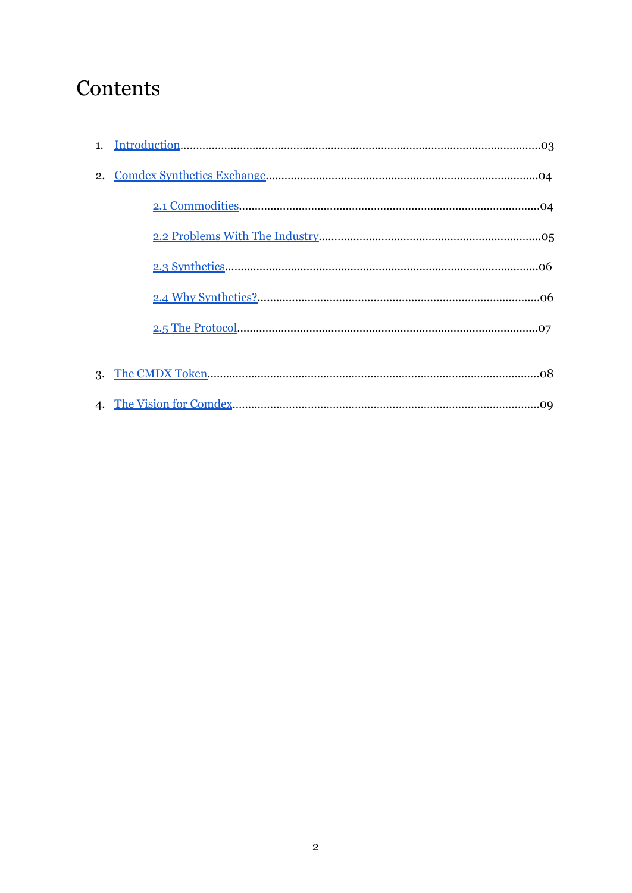# Contents

1. Introduction.....03
2. Comdex Synthetics Exchange.....04
    - 2.1 Commodities.....04
    - 2.2 Problems With The Industry.....05
    - 2.3 Synthetics.....06
    - 2.4 Why Synthetics?.....06
    - 2.5 The Protocol.....07
3. The CMDX Token.....08
4. The Vision for Comdex.....09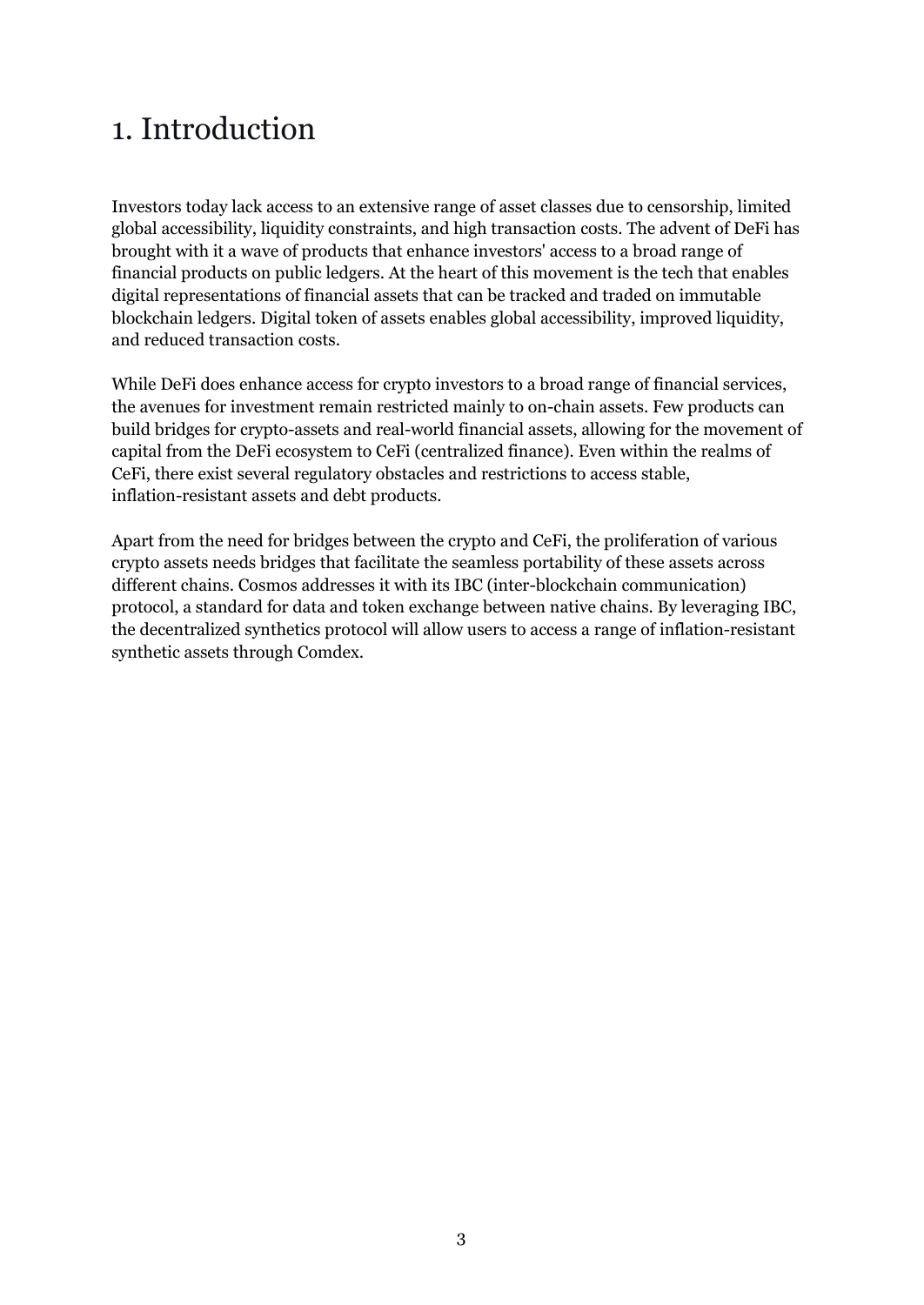# 1. Introduction

Investors today lack access to an extensive range of asset classes due to censorship, limited global accessibility, liquidity constraints, and high transaction costs. The advent of DeFi has brought with it a wave of products that enhance investors' access to a broad range of financial products on public ledgers. At the heart of this movement is the tech that enables digital representations of financial assets that can be tracked and traded on immutable blockchain ledgers. Digital token of assets enables global accessibility, improved liquidity, and reduced transaction costs.

While DeFi does enhance access for crypto investors to a broad range of financial services, the avenues for investment remain restricted mainly to on-chain assets. Few products can build bridges for crypto-assets and real-world financial assets, allowing for the movement of capital from the DeFi ecosystem to CeFi (centralized finance). Even within the realms of CeFi, there exist several regulatory obstacles and restrictions to access stable, inflation-resistant assets and debt products.

Apart from the need for bridges between the crypto and CeFi, the proliferation of various crypto assets needs bridges that facilitate the seamless portability of these assets across different chains. Cosmos addresses it with its IBC (inter-blockchain communication) protocol, a standard for data and token exchange between native chains. By leveraging IBC, the decentralized synthetics protocol will allow users to access a range of inflation-resistant synthetic assets through Comdex.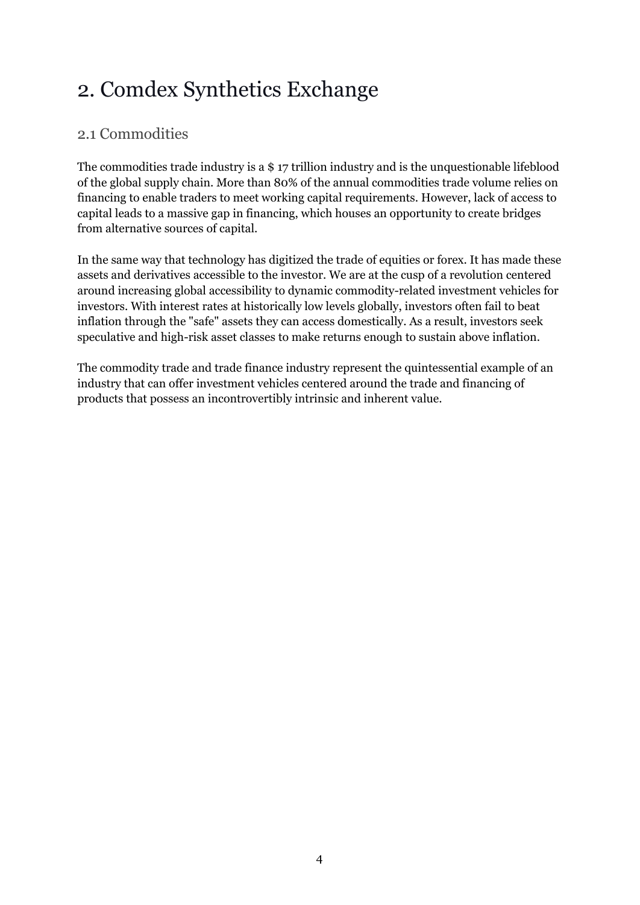# 2. Comdex Synthetics Exchange

## 2.1 Commodities

The commodities trade industry is a $ 17 trillion industry and is the unquestionable lifeblood of the global supply chain. More than 80% of the annual commodities trade volume relies on financing to enable traders to meet working capital requirements. However, lack of access to capital leads to a massive gap in financing, which houses an opportunity to create bridges from alternative sources of capital.

In the same way that technology has digitized the trade of equities or forex. It has made these assets and derivatives accessible to the investor. We are at the cusp of a revolution centered around increasing global accessibility to dynamic commodity-related investment vehicles for investors. With interest rates at historically low levels globally, investors often fail to beat inflation through the "safe" assets they can access domestically. As a result, investors seek speculative and high-risk asset classes to make returns enough to sustain above inflation.

The commodity trade and trade finance industry represent the quintessential example of an industry that can offer investment vehicles centered around the trade and financing of products that possess an incontrovertibly intrinsic and inherent value.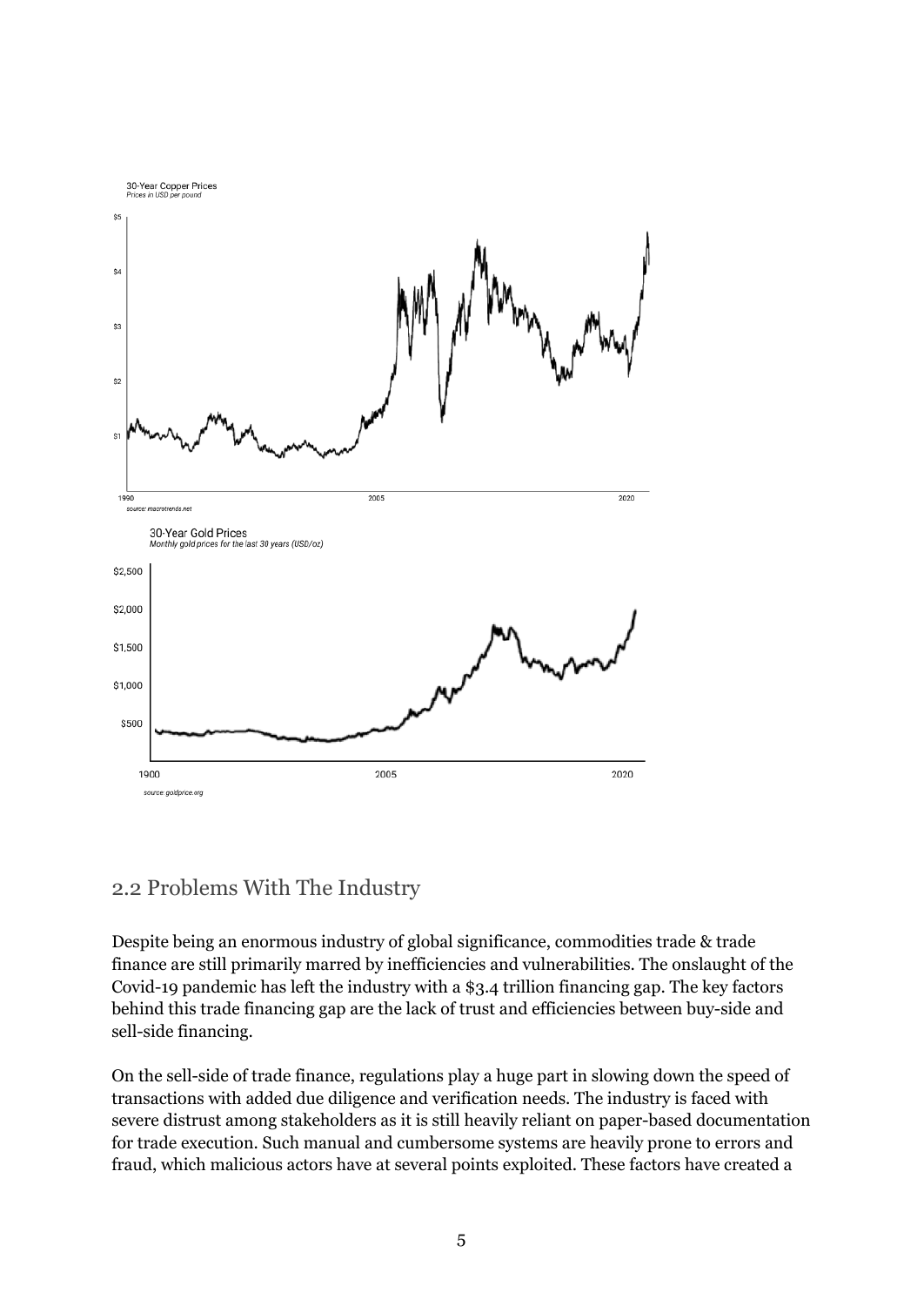30-Year Copper Prices
*Prices in USD per pound*

source: macrotrends.net

30-Year Gold Prices
*Monthly gold prices for the last 30 years (USD/oz)*

source: goldprice.org

## 2.2 Problems With The Industry

Despite being an enormous industry of global significance, commodities trade & trade finance are still primarily marred by inefficiencies and vulnerabilities. The onslaught of the Covid-19 pandemic has left the industry with a $3.4 trillion financing gap. The key factors behind this trade financing gap are the lack of trust and efficiencies between buy-side and sell-side financing.

On the sell-side of trade finance, regulations play a huge part in slowing down the speed of transactions with added due diligence and verification needs. The industry is faced with severe distrust among stakeholders as it is still heavily reliant on paper-based documentation for trade execution. Such manual and cumbersome systems are heavily prone to errors and fraud, which malicious actors have at several points exploited. These factors have created a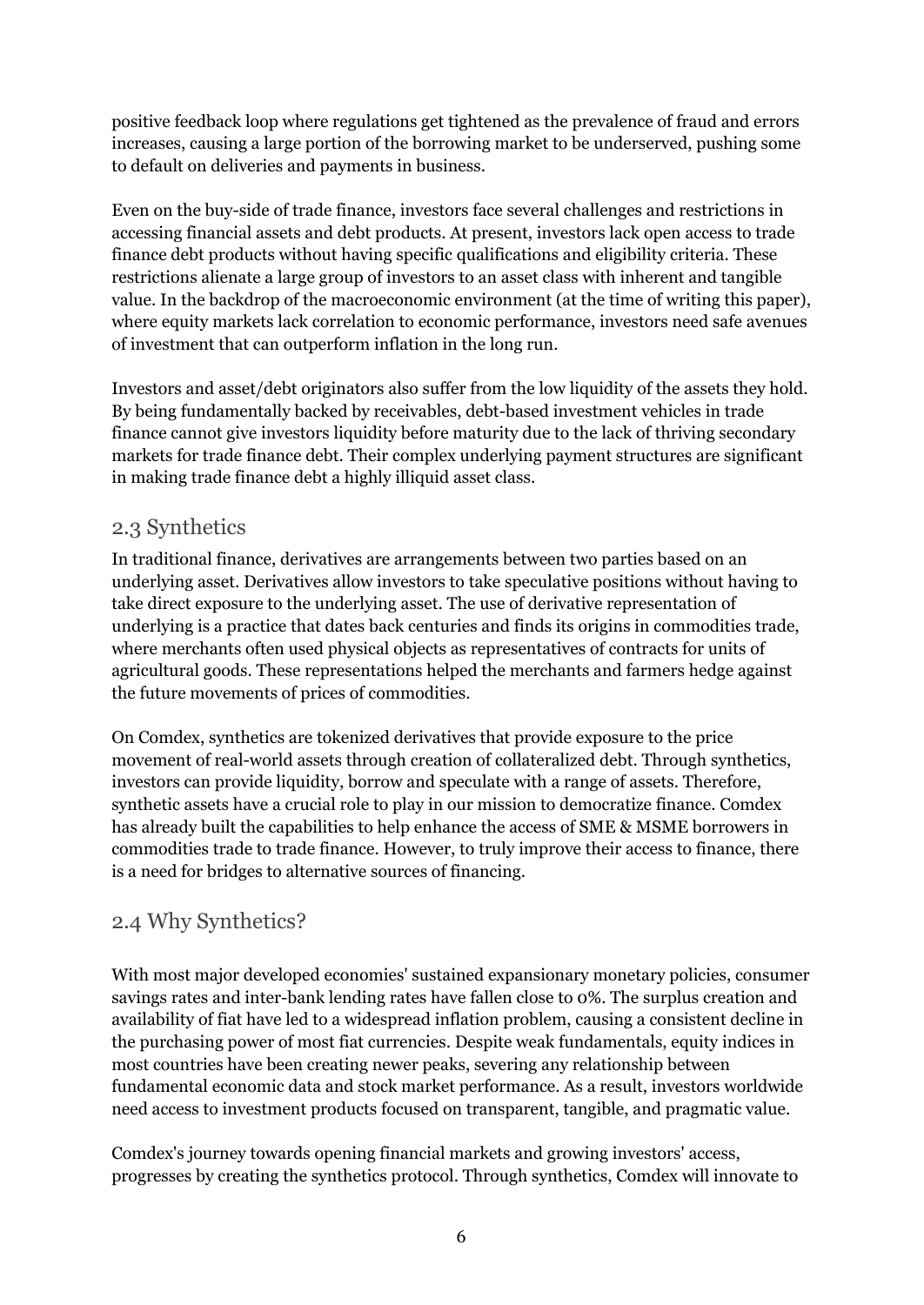positive feedback loop where regulations get tightened as the prevalence of fraud and errors increases, causing a large portion of the borrowing market to be underserved, pushing some to default on deliveries and payments in business.

Even on the buy-side of trade finance, investors face several challenges and restrictions in accessing financial assets and debt products. At present, investors lack open access to trade finance debt products without having specific qualifications and eligibility criteria. These restrictions alienate a large group of investors to an asset class with inherent and tangible value. In the backdrop of the macroeconomic environment (at the time of writing this paper), where equity markets lack correlation to economic performance, investors need safe avenues of investment that can outperform inflation in the long run.

Investors and asset/debt originators also suffer from the low liquidity of the assets they hold. By being fundamentally backed by receivables, debt-based investment vehicles in trade finance cannot give investors liquidity before maturity due to the lack of thriving secondary markets for trade finance debt. Their complex underlying payment structures are significant in making trade finance debt a highly illiquid asset class.

## 2.3 Synthetics

In traditional finance, derivatives are arrangements between two parties based on an underlying asset. Derivatives allow investors to take speculative positions without having to take direct exposure to the underlying asset. The use of derivative representation of underlying is a practice that dates back centuries and finds its origins in commodities trade, where merchants often used physical objects as representatives of contracts for units of agricultural goods. These representations helped the merchants and farmers hedge against the future movements of prices of commodities.

On Comdex, synthetics are tokenized derivatives that provide exposure to the price movement of real-world assets through creation of collateralized debt. Through synthetics, investors can provide liquidity, borrow and speculate with a range of assets. Therefore, synthetic assets have a crucial role to play in our mission to democratize finance. Comdex has already built the capabilities to help enhance the access of SME & MSME borrowers in commodities trade to trade finance. However, to truly improve their access to finance, there is a need for bridges to alternative sources of financing.

## 2.4 Why Synthetics?

With most major developed economies' sustained expansionary monetary policies, consumer savings rates and inter-bank lending rates have fallen close to 0%. The surplus creation and availability of fiat have led to a widespread inflation problem, causing a consistent decline in the purchasing power of most fiat currencies. Despite weak fundamentals, equity indices in most countries have been creating newer peaks, severing any relationship between fundamental economic data and stock market performance. As a result, investors worldwide need access to investment products focused on transparent, tangible, and pragmatic value.

Comdex's journey towards opening financial markets and growing investors' access, progresses by creating the synthetics protocol. Through synthetics, Comdex will innovate to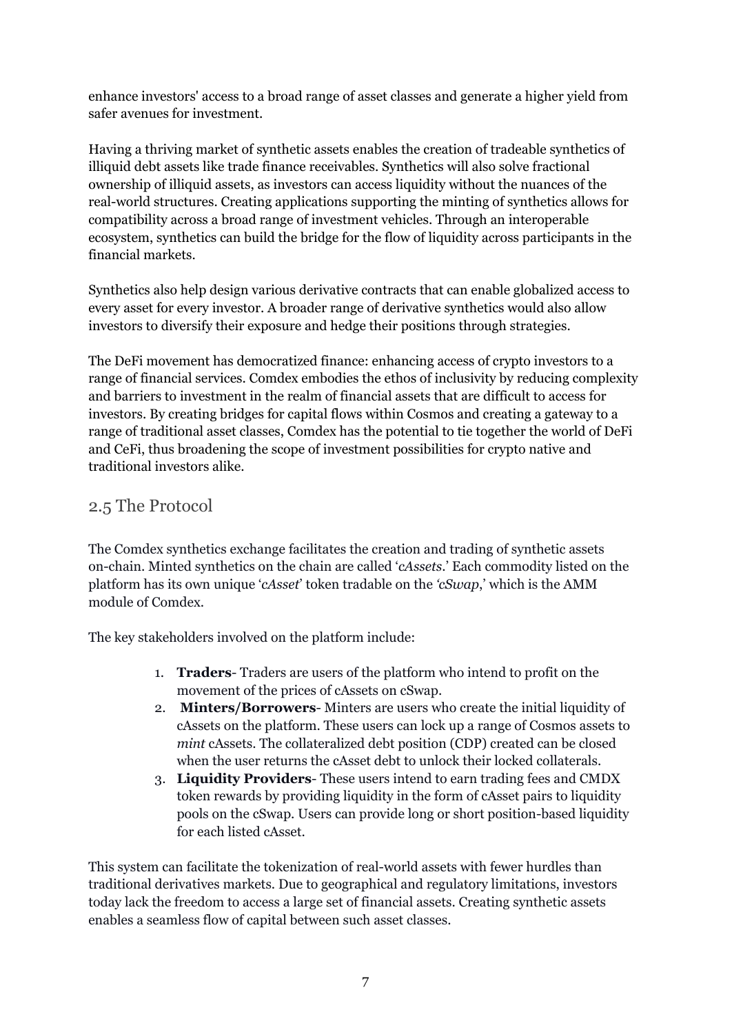enhance investors' access to a broad range of asset classes and generate a higher yield from safer avenues for investment.

Having a thriving market of synthetic assets enables the creation of tradeable synthetics of illiquid debt assets like trade finance receivables. Synthetics will also solve fractional ownership of illiquid assets, as investors can access liquidity without the nuances of the real-world structures. Creating applications supporting the minting of synthetics allows for compatibility across a broad range of investment vehicles. Through an interoperable ecosystem, synthetics can build the bridge for the flow of liquidity across participants in the financial markets.

Synthetics also help design various derivative contracts that can enable globalized access to every asset for every investor. A broader range of derivative synthetics would also allow investors to diversify their exposure and hedge their positions through strategies.

The DeFi movement has democratized finance: enhancing access of crypto investors to a range of financial services. Comdex embodies the ethos of inclusivity by reducing complexity and barriers to investment in the realm of financial assets that are difficult to access for investors. By creating bridges for capital flows within Cosmos and creating a gateway to a range of traditional asset classes, Comdex has the potential to tie together the world of DeFi and CeFi, thus broadening the scope of investment possibilities for crypto native and traditional investors alike.

## 2.5 The Protocol

The Comdex synthetics exchange facilitates the creation and trading of synthetic assets on-chain. Minted synthetics on the chain are called '*cAssets*.' Each commodity listed on the platform has its own unique '*cAsset*' token tradable on the *'cSwap*,' which is the AMM module of Comdex.

The key stakeholders involved on the platform include:

1. **Traders**- Traders are users of the platform who intend to profit on the movement of the prices of cAssets on cSwap.
2. **Minters/Borrowers**- Minters are users who create the initial liquidity of cAssets on the platform. These users can lock up a range of Cosmos assets to *mint* cAssets. The collateralized debt position (CDP) created can be closed when the user returns the cAsset debt to unlock their locked collaterals.
3. **Liquidity Providers**- These users intend to earn trading fees and CMDX token rewards by providing liquidity in the form of cAsset pairs to liquidity pools on the cSwap. Users can provide long or short position-based liquidity for each listed cAsset.

This system can facilitate the tokenization of real-world assets with fewer hurdles than traditional derivatives markets. Due to geographical and regulatory limitations, investors today lack the freedom to access a large set of financial assets. Creating synthetic assets enables a seamless flow of capital between such asset classes.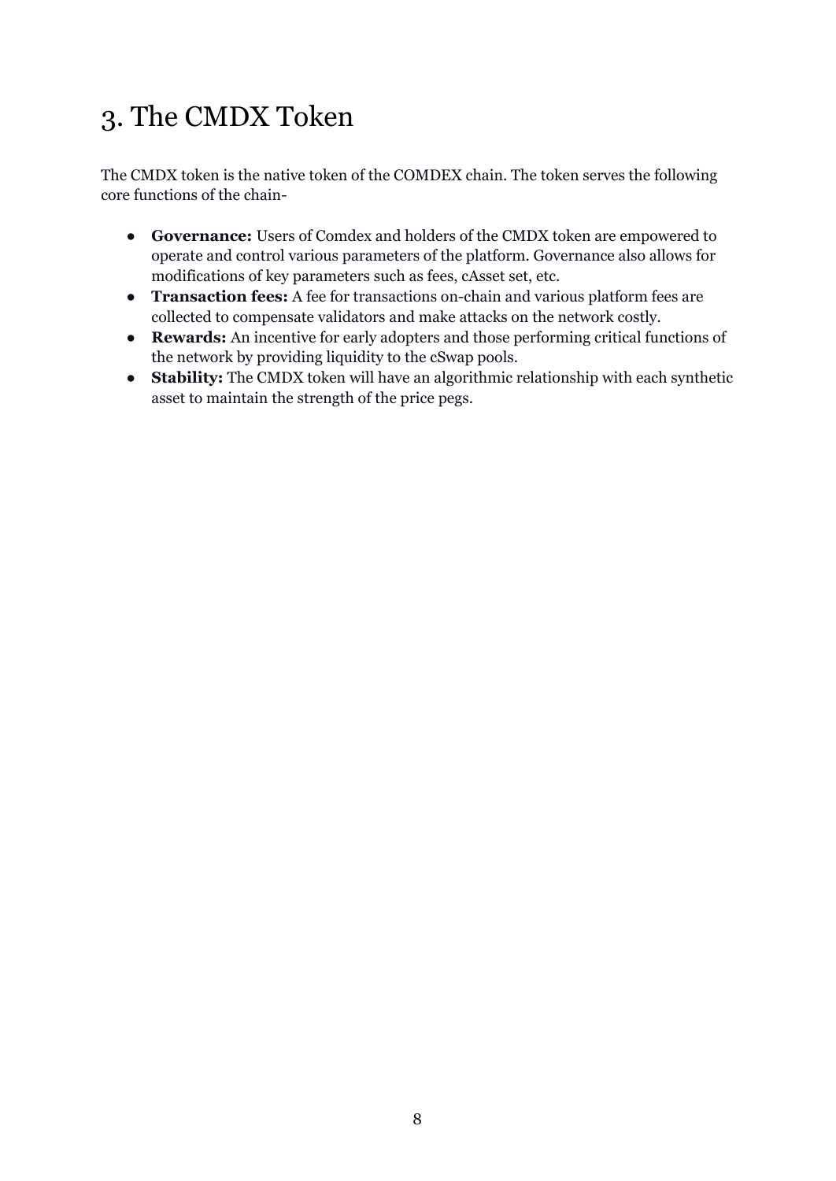# 3. The CMDX Token

The CMDX token is the native token of the COMDEX chain. The token serves the following core functions of the chain-

- **Governance:** Users of Comdex and holders of the CMDX token are empowered to operate and control various parameters of the platform. Governance also allows for modifications of key parameters such as fees, cAsset set, etc.
- **Transaction fees:** A fee for transactions on-chain and various platform fees are collected to compensate validators and make attacks on the network costly.
- **Rewards:** An incentive for early adopters and those performing critical functions of the network by providing liquidity to the cSwap pools.
- **Stability:** The CMDX token will have an algorithmic relationship with each synthetic asset to maintain the strength of the price pegs.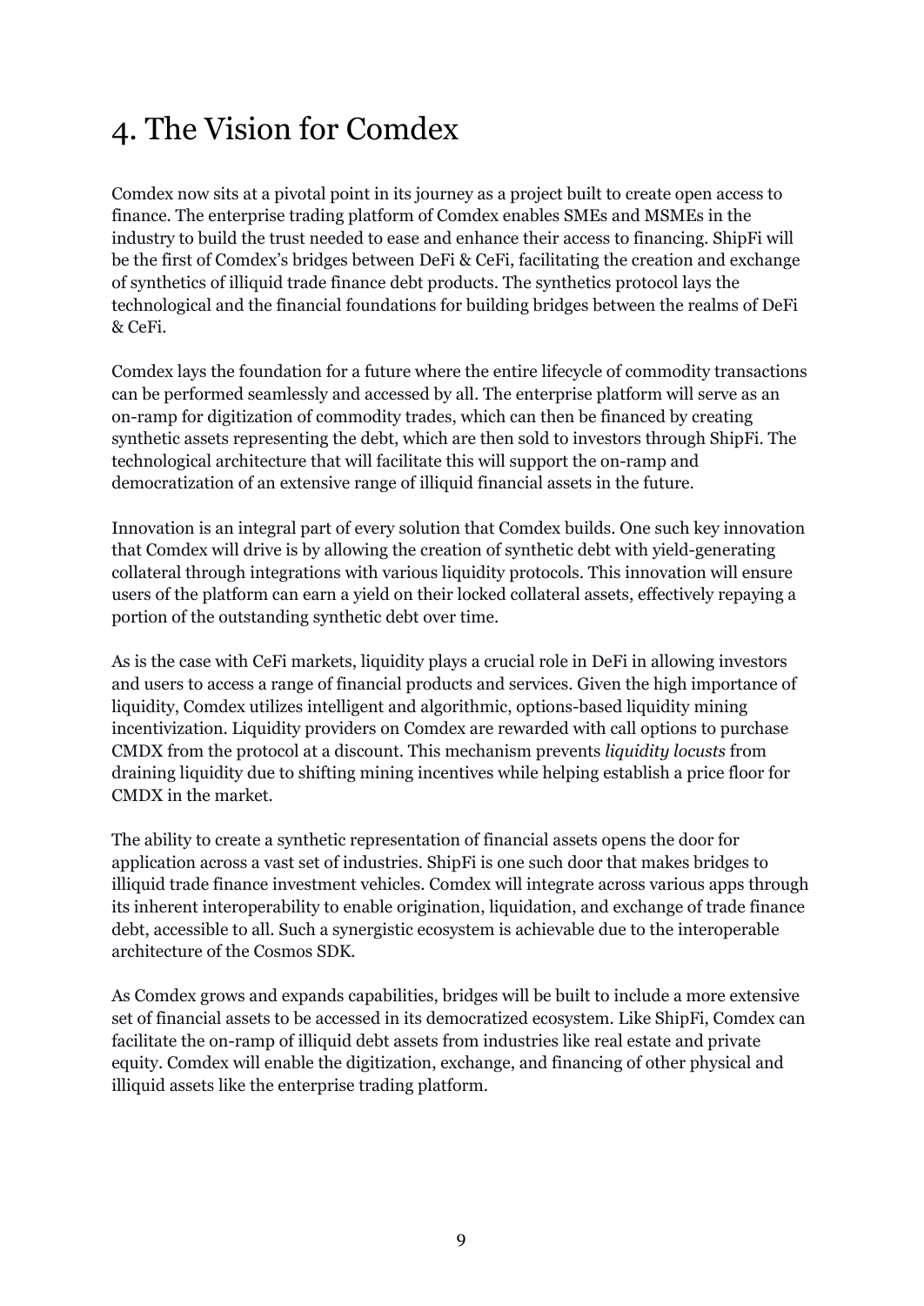# 4. The Vision for Comdex

Comdex now sits at a pivotal point in its journey as a project built to create open access to finance. The enterprise trading platform of Comdex enables SMEs and MSMEs in the industry to build the trust needed to ease and enhance their access to financing. ShipFi will be the first of Comdex's bridges between DeFi & CeFi, facilitating the creation and exchange of synthetics of illiquid trade finance debt products. The synthetics protocol lays the technological and the financial foundations for building bridges between the realms of DeFi & CeFi.

Comdex lays the foundation for a future where the entire lifecycle of commodity transactions can be performed seamlessly and accessed by all. The enterprise platform will serve as an on-ramp for digitization of commodity trades, which can then be financed by creating synthetic assets representing the debt, which are then sold to investors through ShipFi. The technological architecture that will facilitate this will support the on-ramp and democratization of an extensive range of illiquid financial assets in the future.

Innovation is an integral part of every solution that Comdex builds. One such key innovation that Comdex will drive is by allowing the creation of synthetic debt with yield-generating collateral through integrations with various liquidity protocols. This innovation will ensure users of the platform can earn a yield on their locked collateral assets, effectively repaying a portion of the outstanding synthetic debt over time.

As is the case with CeFi markets, liquidity plays a crucial role in DeFi in allowing investors and users to access a range of financial products and services. Given the high importance of liquidity, Comdex utilizes intelligent and algorithmic, options-based liquidity mining incentivization. Liquidity providers on Comdex are rewarded with call options to purchase CMDX from the protocol at a discount. This mechanism prevents *liquidity locusts* from draining liquidity due to shifting mining incentives while helping establish a price floor for CMDX in the market.

The ability to create a synthetic representation of financial assets opens the door for application across a vast set of industries. ShipFi is one such door that makes bridges to illiquid trade finance investment vehicles. Comdex will integrate across various apps through its inherent interoperability to enable origination, liquidation, and exchange of trade finance debt, accessible to all. Such a synergistic ecosystem is achievable due to the interoperable architecture of the Cosmos SDK.

As Comdex grows and expands capabilities, bridges will be built to include a more extensive set of financial assets to be accessed in its democratized ecosystem. Like ShipFi, Comdex can facilitate the on-ramp of illiquid debt assets from industries like real estate and private equity. Comdex will enable the digitization, exchange, and financing of other physical and illiquid assets like the enterprise trading platform.